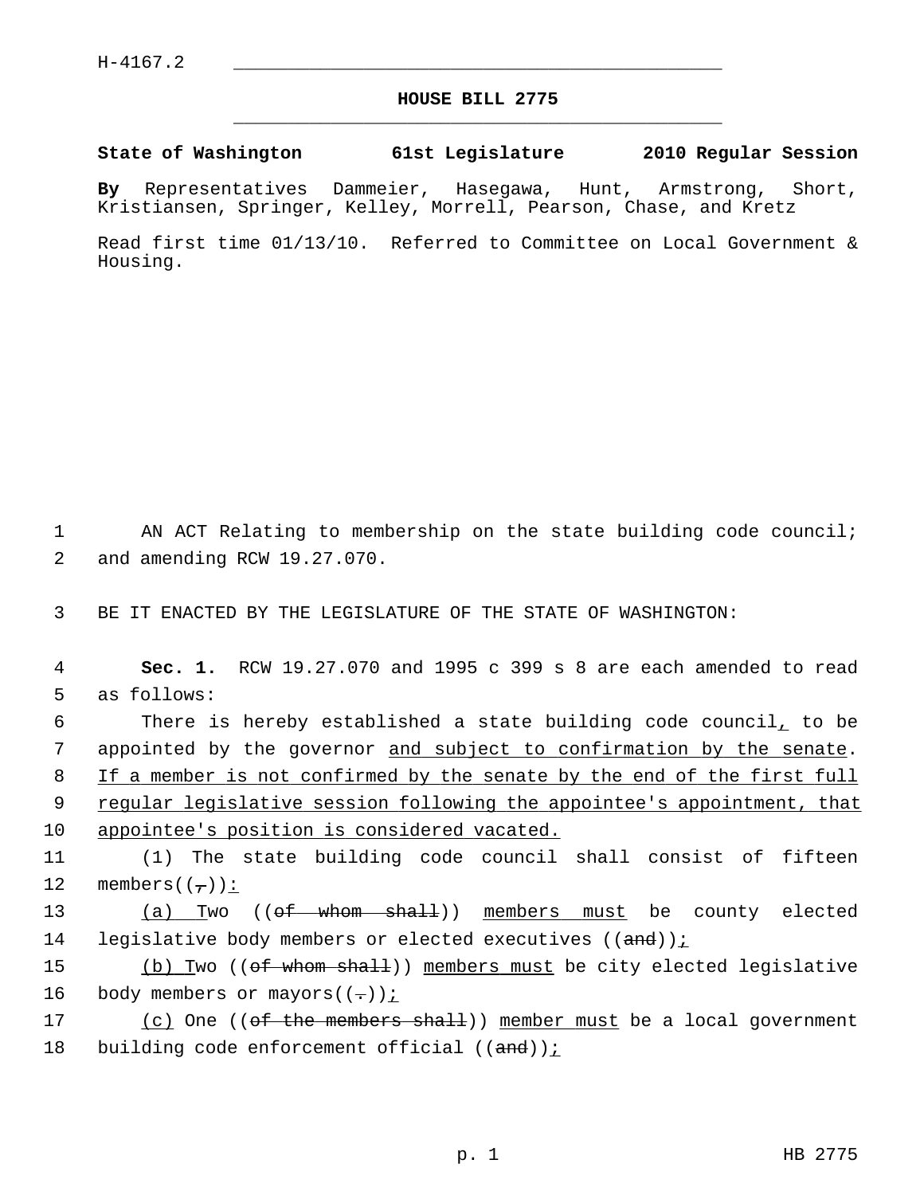H-4167.2

# HOUSE BILL 2775

**State of Washington 61st Legislature 2010 Regular Session**

**By** Representatives Dammeier, Hasegawa, Hunt, Armstrong, Short, Kristiansen, Springer, Kelley, Morrell, Pearson, Chase, and Kretz

Read first time 01/13/10. Referred to Committee on Local Government & Housing.

AN ACT Relating to membership on the state building code council; and amending RCW 19.27.070.

BE IT ENACTED BY THE LEGISLATURE OF THE STATE OF WASHINGTON:

**Sec. 1.** RCW 19.27.070 and 1995 c 399 s 8 are each amended to read as follows:

There is hereby established a state building code council, to be appointed by the governor and subject to confirmation by the senate. If a member is not confirmed by the senate by the end of the first full regular legislative session following the appointee's appointment, that appointee's position is considered vacated.

(1) The state building code council shall consist of fifteen members((,)):

(a) Two ((of whom shall)) members must be county elected legislative body members or elected executives ((and));

(b) Two ((of whom shall)) members must be city elected legislative body members or mayors((.));

(c) One ((of the members shall)) member must be a local government building code enforcement official ((and));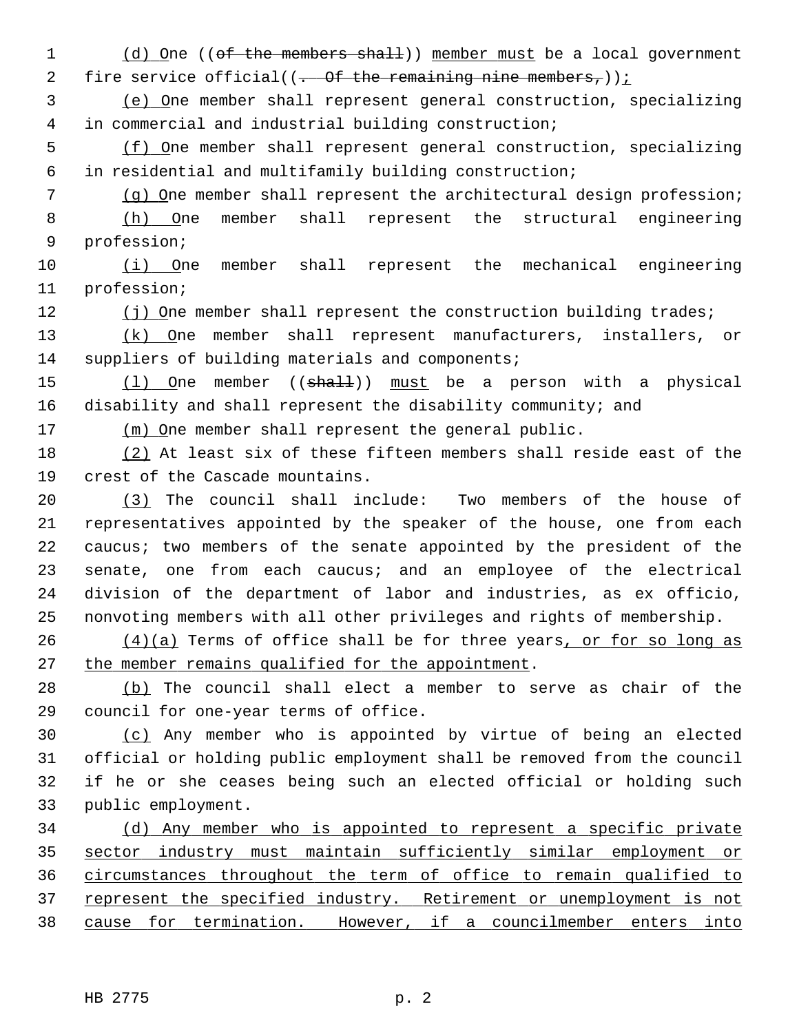(d) One ((of the members shall)) member must be a local government fire service official((. Of the remaining nine members,));

(e) One member shall represent general construction, specializing in commercial and industrial building construction;

(f) One member shall represent general construction, specializing in residential and multifamily building construction;

(g) One member shall represent the architectural design profession;

(h) One member shall represent the structural engineering profession;

(i) One member shall represent the mechanical engineering profession;

(j) One member shall represent the construction building trades;

(k) One member shall represent manufacturers, installers, or suppliers of building materials and components;

(l) One member ((shall)) must be a person with a physical disability and shall represent the disability community; and

(m) One member shall represent the general public.

(2) At least six of these fifteen members shall reside east of the crest of the Cascade mountains.

(3) The council shall include: Two members of the house of representatives appointed by the speaker of the house, one from each caucus; two members of the senate appointed by the president of the senate, one from each caucus; and an employee of the electrical division of the department of labor and industries, as ex officio, nonvoting members with all other privileges and rights of membership.

(4)(a) Terms of office shall be for three years, or for so long as the member remains qualified for the appointment.

(b) The council shall elect a member to serve as chair of the council for one-year terms of office.

(c) Any member who is appointed by virtue of being an elected official or holding public employment shall be removed from the council if he or she ceases being such an elected official or holding such public employment.

(d) Any member who is appointed to represent a specific private sector industry must maintain sufficiently similar employment or circumstances throughout the term of office to remain qualified to represent the specified industry. Retirement or unemployment is not cause for termination. However, if a councilmember enters into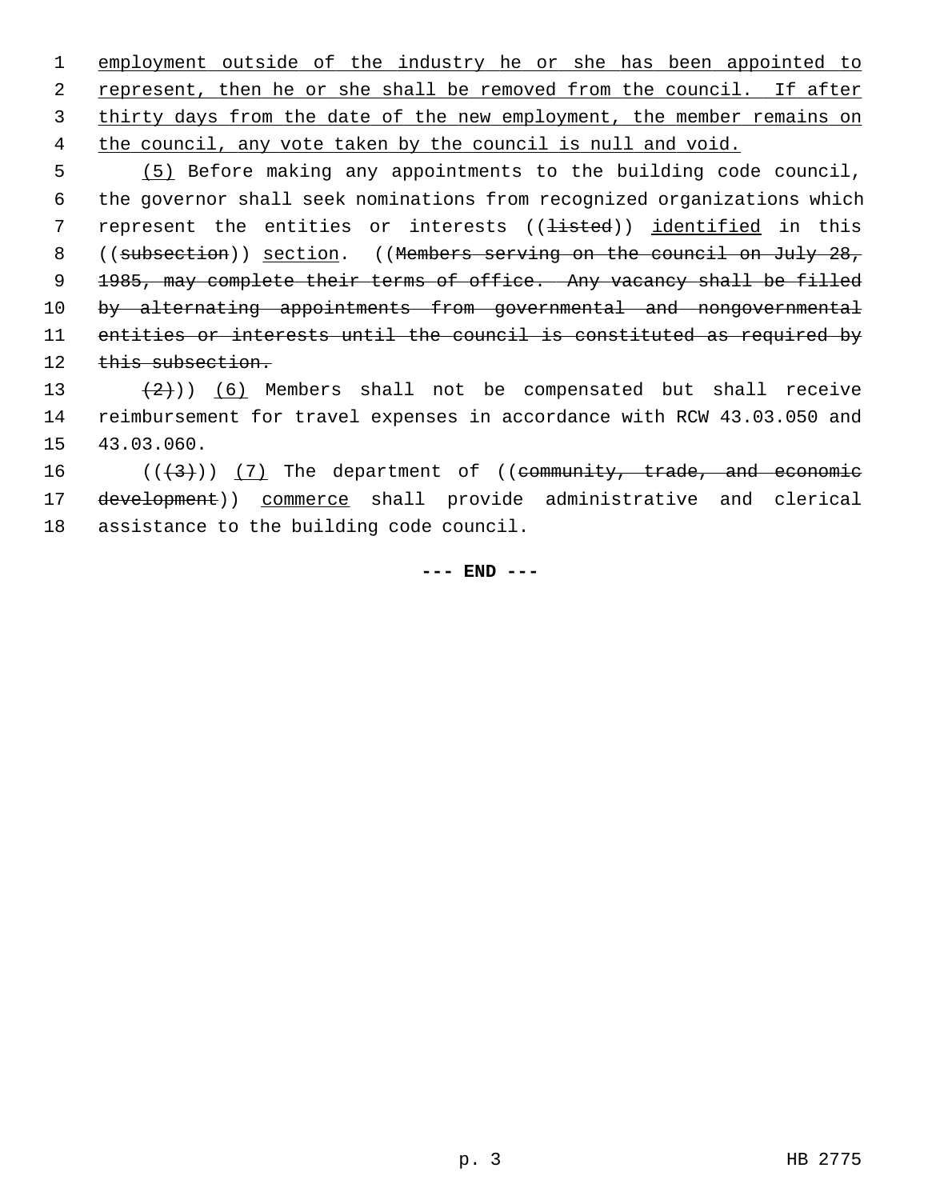employment outside of the industry he or she has been appointed to represent, then he or she shall be removed from the council. If after thirty days from the date of the new employment, the member remains on the council, any vote taken by the council is null and void.

(5) Before making any appointments to the building code council, the governor shall seek nominations from recognized organizations which represent the entities or interests ((~~listed~~)) identified in this ((~~subsection~~)) section. ((~~Members serving on the council on July 28, 1985, may complete their terms of office. Any vacancy shall be filled by alternating appointments from governmental and nongovernmental entities or interests until the council is constituted as required by this subsection.~~

~~(2)~~)) (6) Members shall not be compensated but shall receive reimbursement for travel expenses in accordance with RCW 43.03.050 and 43.03.060.

((~~(3)~~)) (7) The department of ((~~community, trade, and economic development~~)) commerce shall provide administrative and clerical assistance to the building code council.

**--- END ---**